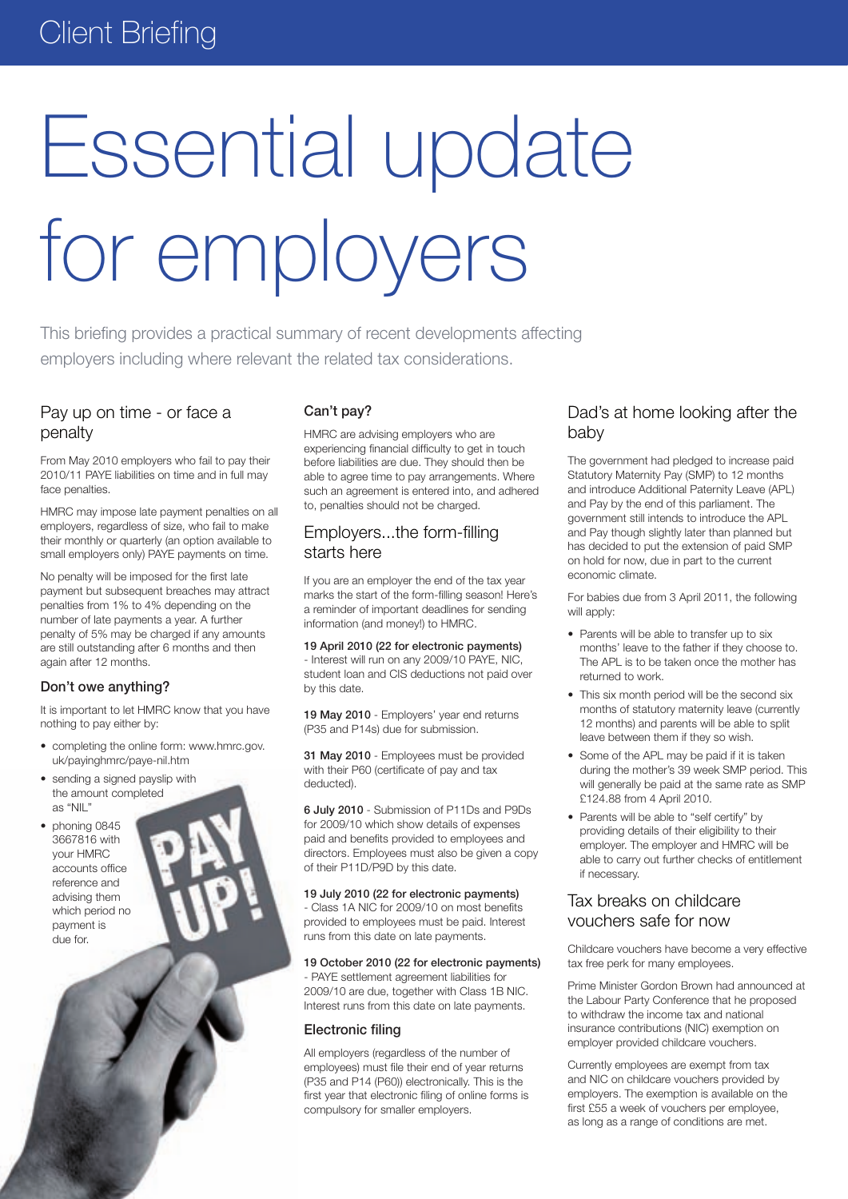# Essential update for employers

This briefing provides a practical summary of recent developments affecting employers including where relevant the related tax considerations.

## Pay up on time - or face a penalty

From May 2010 employers who fail to pay their 2010/11 PAYE liabilities on time and in full may face penalties.

HMRC may impose late payment penalties on all employers, regardless of size, who fail to make their monthly or quarterly (an option available to small employers only) PAYE payments on time.

No penalty will be imposed for the first late payment but subsequent breaches may attract penalties from 1% to 4% depending on the number of late payments a year. A further penalty of 5% may be charged if any amounts are still outstanding after 6 months and then again after 12 months.

### Don't owe anything?

It is important to let HMRC know that you have nothing to pay either by:

- completing the online form: www.hmrc.gov.uk/payinghmrc/paye-nil.htm
- sending a signed payslip with the amount completed as "NIL"
- phoning 0845 3667816 with your HMRC accounts office reference and advising them which period no payment is due for.

### Can't pay?

HMRC are advising employers who are experiencing financial difficulty to get in touch before liabilities are due. They should then be able to agree time to pay arrangements. Where such an agreement is entered into, and adhered to, penalties should not be charged.

## Employers...the form-filling starts here

If you are an employer the end of the tax year marks the start of the form-filling season! Here's a reminder of important deadlines for sending information (and money!) to HMRC.

**19 April 2010 (22 for electronic payments)** - Interest will run on any 2009/10 PAYE, NIC, student loan and CIS deductions not paid over by this date.

**19 May 2010** - Employers' year end returns (P35 and P14s) due for submission.

**31 May 2010** - Employees must be provided with their P60 (certificate of pay and tax deducted).

**6 July 2010** - Submission of P11Ds and P9Ds for 2009/10 which show details of expenses paid and benefits provided to employees and directors. Employees must also be given a copy of their P11D/P9D by this date.

**19 July 2010 (22 for electronic payments)** - Class 1A NIC for 2009/10 on most benefits provided to employees must be paid. Interest runs from this date on late payments.

**19 October 2010 (22 for electronic payments)** - PAYE settlement agreement liabilities for 2009/10 are due, together with Class 1B NIC. Interest runs from this date on late payments.

### Electronic filing

All employers (regardless of the number of employees) must file their end of year returns (P35 and P14 (P60)) electronically. This is the first year that electronic filing of online forms is compulsory for smaller employers.

## Dad's at home looking after the baby

The government had pledged to increase paid Statutory Maternity Pay (SMP) to 12 months and introduce Additional Paternity Leave (APL) and Pay by the end of this parliament. The government still intends to introduce the APL and Pay though slightly later than planned but has decided to put the extension of paid SMP on hold for now, due in part to the current economic climate.

For babies due from 3 April 2011, the following will apply:

- Parents will be able to transfer up to six months' leave to the father if they choose to. The APL is to be taken once the mother has returned to work.
- This six month period will be the second six months of statutory maternity leave (currently 12 months) and parents will be able to split leave between them if they so wish.
- Some of the APL may be paid if it is taken during the mother's 39 week SMP period. This will generally be paid at the same rate as SMP £124.88 from 4 April 2010.
- Parents will be able to "self certify" by providing details of their eligibility to their employer. The employer and HMRC will be able to carry out further checks of entitlement if necessary.

## Tax breaks on childcare vouchers safe for now

Childcare vouchers have become a very effective tax free perk for many employees.

Prime Minister Gordon Brown had announced at the Labour Party Conference that he proposed to withdraw the income tax and national insurance contributions (NIC) exemption on employer provided childcare vouchers.

Currently employees are exempt from tax and NIC on childcare vouchers provided by employers. The exemption is available on the first £55 a week of vouchers per employee, as long as a range of conditions are met.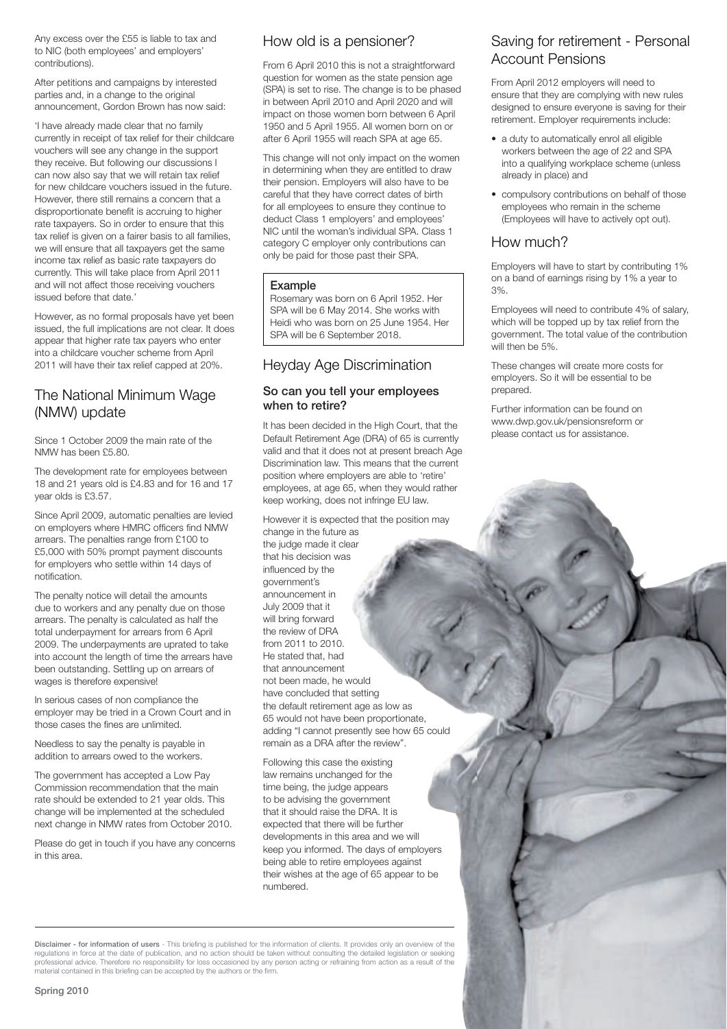Any excess over the £55 is liable to tax and to NIC (both employees' and employers' contributions).

After petitions and campaigns by interested parties and, in a change to the original announcement, Gordon Brown has now said:

'I have already made clear that no family currently in receipt of tax relief for their childcare vouchers will see any change in the support they receive. But following our discussions I can now also say that we will retain tax relief for new childcare vouchers issued in the future. However, there still remains a concern that a disproportionate benefit is accruing to higher rate taxpayers. So in order to ensure that this tax relief is given on a fairer basis to all families, we will ensure that all taxpayers get the same income tax relief as basic rate taxpayers do currently. This will take place from April 2011 and will not affect those receiving vouchers issued before that date.'

However, as no formal proposals have yet been issued, the full implications are not clear. It does appear that higher rate tax payers who enter into a childcare voucher scheme from April 2011 will have their tax relief capped at 20%.

## The National Minimum Wage (NMW) update

Since 1 October 2009 the main rate of the NMW has been £5.80.

The development rate for employees between 18 and 21 years old is £4.83 and for 16 and 17 year olds is £3.57.

Since April 2009, automatic penalties are levied on employers where HMRC officers find NMW arrears. The penalties range from £100 to £5,000 with 50% prompt payment discounts for employers who settle within 14 days of notification.

The penalty notice will detail the amounts due to workers and any penalty due on those arrears. The penalty is calculated as half the total underpayment for arrears from 6 April 2009. The underpayments are uprated to take into account the length of time the arrears have been outstanding. Settling up on arrears of wages is therefore expensive!

In serious cases of non compliance the employer may be tried in a Crown Court and in those cases the fines are unlimited.

Needless to say the penalty is payable in addition to arrears owed to the workers.

The government has accepted a Low Pay Commission recommendation that the main rate should be extended to 21 year olds. This change will be implemented at the scheduled next change in NMW rates from October 2010.

Please do get in touch if you have any concerns in this area.

## How old is a pensioner?

From 6 April 2010 this is not a straightforward question for women as the state pension age (SPA) is set to rise. The change is to be phased in between April 2010 and April 2020 and will impact on those women born between 6 April 1950 and 5 April 1955. All women born on or after 6 April 1955 will reach SPA at age 65.

This change will not only impact on the women in determining when they are entitled to draw their pension. Employers will also have to be careful that they have correct dates of birth for all employees to ensure they continue to deduct Class 1 employers' and employees' NIC until the woman's individual SPA. Class 1 category C employer only contributions can only be paid for those past their SPA.

**Example**

Rosemary was born on 6 April 1952. Her SPA will be 6 May 2014. She works with Heidi who was born on 25 June 1954. Her SPA will be 6 September 2018.

## Heyday Age Discrimination

### So can you tell your employees when to retire?

It has been decided in the High Court, that the Default Retirement Age (DRA) of 65 is currently valid and that it does not at present breach Age Discrimination law. This means that the current position where employers are able to 'retire' employees, at age 65, when they would rather keep working, does not infringe EU law.

However it is expected that the position may change in the future as the judge made it clear that his decision was influenced by the government's announcement in July 2009 that it will bring forward the review of DRA from 2011 to 2010. He stated that, had that announcement not been made, he would have concluded that setting the default retirement age as low as 65 would not have been proportionate, adding "I cannot presently see how 65 could remain as a DRA after the review".

Following this case the existing law remains unchanged for the time being, the judge appears to be advising the government that it should raise the DRA. It is expected that there will be further developments in this area and we will keep you informed. The days of employers being able to retire employees against their wishes at the age of 65 appear to be numbered.

## Saving for retirement - Personal Account Pensions

From April 2012 employers will need to ensure that they are complying with new rules designed to ensure everyone is saving for their retirement. Employer requirements include:

- a duty to automatically enrol all eligible workers between the age of 22 and SPA into a qualifying workplace scheme (unless already in place) and
- compulsory contributions on behalf of those employees who remain in the scheme (Employees will have to actively opt out).

## How much?

Employers will have to start by contributing 1% on a band of earnings rising by 1% a year to 3%.

Employees will need to contribute 4% of salary, which will be topped up by tax relief from the government. The total value of the contribution will then be 5%.

These changes will create more costs for employers. So it will be essential to be prepared.

Further information can be found on www.dwp.gov.uk/pensionsreform or please contact us for assistance.

**Disclaimer - for information of users** - This briefing is published for the information of clients. It provides only an overview of the regulations in force at the date of publication, and no action should be taken without consulting the detailed legislation or seeking professional advice. Therefore no responsibility for loss occasioned by any person acting or refraining from action as a result of the material contained in this briefing can be accepted by the authors or the firm.

Spring 2010